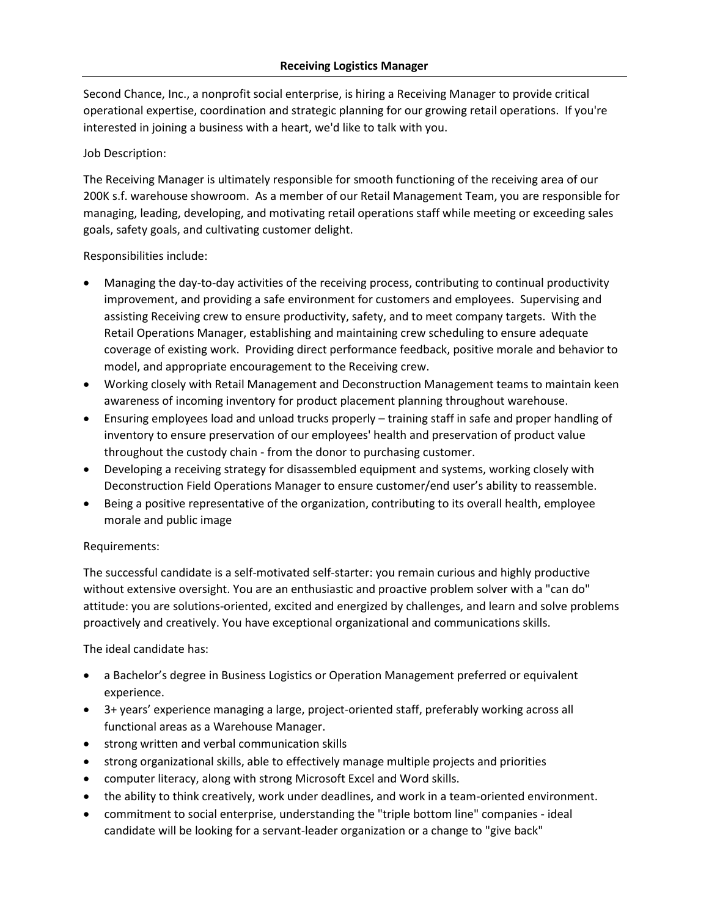# Receiving Logistics Manager

Second Chance, Inc., a nonprofit social enterprise, is hiring a Receiving Manager to provide critical operational expertise, coordination and strategic planning for our growing retail operations. If you're interested in joining a business with a heart, we'd like to talk with you.

Job Description:

The Receiving Manager is ultimately responsible for smooth functioning of the receiving area of our 200K s.f. warehouse showroom. As a member of our Retail Management Team, you are responsible for managing, leading, developing, and motivating retail operations staff while meeting or exceeding sales goals, safety goals, and cultivating customer delight.

Responsibilities include:

- Managing the day-to-day activities of the receiving process, contributing to continual productivity improvement, and providing a safe environment for customers and employees. Supervising and assisting Receiving crew to ensure productivity, safety, and to meet company targets. With the Retail Operations Manager, establishing and maintaining crew scheduling to ensure adequate coverage of existing work. Providing direct performance feedback, positive morale and behavior to model, and appropriate encouragement to the Receiving crew.
- Working closely with Retail Management and Deconstruction Management teams to maintain keen awareness of incoming inventory for product placement planning throughout warehouse.
- Ensuring employees load and unload trucks properly – training staff in safe and proper handling of inventory to ensure preservation of our employees' health and preservation of product value throughout the custody chain - from the donor to purchasing customer.
- Developing a receiving strategy for disassembled equipment and systems, working closely with Deconstruction Field Operations Manager to ensure customer/end user's ability to reassemble.
- Being a positive representative of the organization, contributing to its overall health, employee morale and public image

Requirements:

The successful candidate is a self-motivated self-starter: you remain curious and highly productive without extensive oversight. You are an enthusiastic and proactive problem solver with a "can do" attitude: you are solutions-oriented, excited and energized by challenges, and learn and solve problems proactively and creatively. You have exceptional organizational and communications skills.

The ideal candidate has:

- a Bachelor's degree in Business Logistics or Operation Management preferred or equivalent experience.
- 3+ years' experience managing a large, project-oriented staff, preferably working across all functional areas as a Warehouse Manager.
- strong written and verbal communication skills
- strong organizational skills, able to effectively manage multiple projects and priorities
- computer literacy, along with strong Microsoft Excel and Word skills.
- the ability to think creatively, work under deadlines, and work in a team-oriented environment.
- commitment to social enterprise, understanding the "triple bottom line" companies - ideal candidate will be looking for a servant-leader organization or a change to "give back"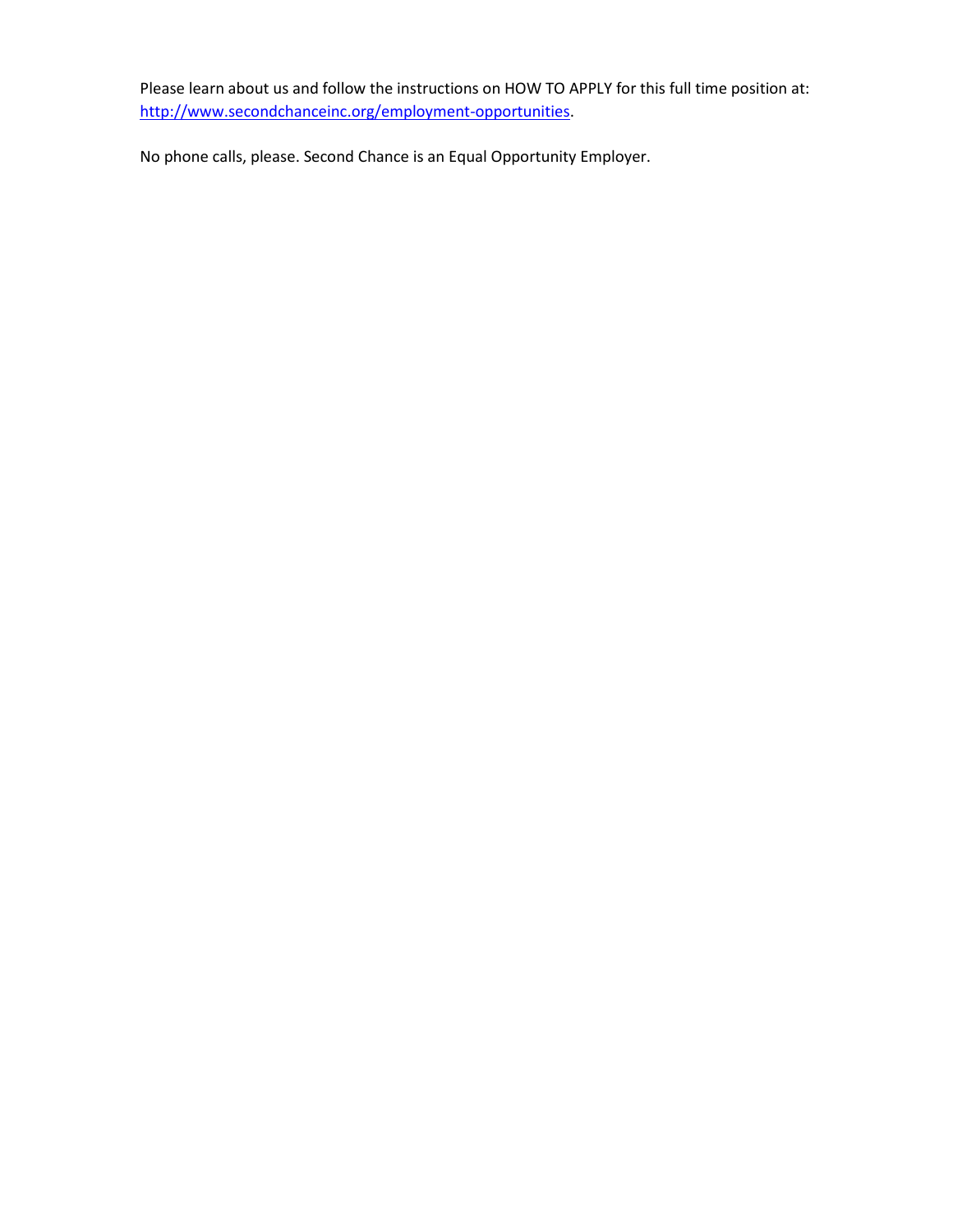Please learn about us and follow the instructions on HOW TO APPLY for this full time position at: [http://www.secondchanceinc.org/employment-opportunities](http://www.secondchanceinc.org/employment-opportunities).

No phone calls, please. Second Chance is an Equal Opportunity Employer.